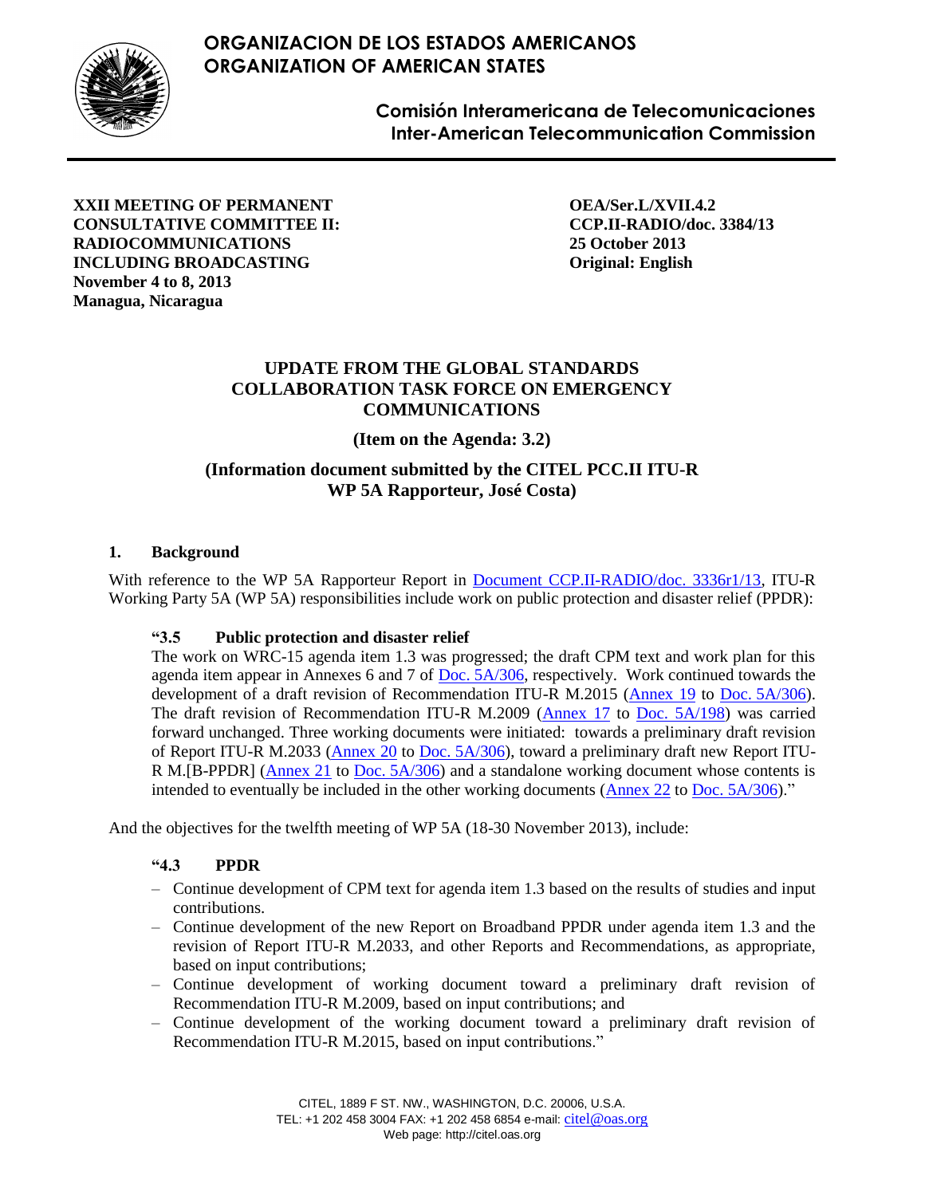**ORGANIZACION DE LOS ESTADOS AMERICANOS**
**ORGANIZATION OF AMERICAN STATES**

**Comisión Interamericana de Telecomunicaciones**
**Inter-American Telecommunication Commission**

**XXII MEETING OF PERMANENT CONSULTATIVE COMMITTEE II: RADIOCOMMUNICATIONS INCLUDING BROADCASTING**
**November 4 to 8, 2013**
**Managua, Nicaragua**

**OEA/Ser.L/XVII.4.2**
**CCP.II-RADIO/doc. 3384/13**
**25 October 2013**
**Original: English**

# UPDATE FROM THE GLOBAL STANDARDS COLLABORATION TASK FORCE ON EMERGENCY COMMUNICATIONS

**(Item on the Agenda: 3.2)**

**(Information document submitted by the CITEL PCC.II ITU-R WP 5A Rapporteur, José Costa)**

## 1. Background

With reference to the WP 5A Rapporteur Report in Document CCP.II-RADIO/doc. 3336r1/13, ITU-R Working Party 5A (WP 5A) responsibilities include work on public protection and disaster relief (PPDR):

> **"3.5 Public protection and disaster relief**
> The work on WRC-15 agenda item 1.3 was progressed; the draft CPM text and work plan for this agenda item appear in Annexes 6 and 7 of Doc. 5A/306, respectively. Work continued towards the development of a draft revision of Recommendation ITU-R M.2015 (Annex 19 to Doc. 5A/306). The draft revision of Recommendation ITU-R M.2009 (Annex 17 to Doc. 5A/198) was carried forward unchanged. Three working documents were initiated: towards a preliminary draft revision of Report ITU-R M.2033 (Annex 20 to Doc. 5A/306), toward a preliminary draft new Report ITU-R M.[B-PPDR] (Annex 21 to Doc. 5A/306) and a standalone working document whose contents is intended to eventually be included in the other working documents (Annex 22 to Doc. 5A/306)."

And the objectives for the twelfth meeting of WP 5A (18-30 November 2013), include:

> **"4.3 PPDR**
> - Continue development of CPM text for agenda item 1.3 based on the results of studies and input contributions.
> - Continue development of the new Report on Broadband PPDR under agenda item 1.3 and the revision of Report ITU-R M.2033, and other Reports and Recommendations, as appropriate, based on input contributions;
> - Continue development of working document toward a preliminary draft revision of Recommendation ITU-R M.2009, based on input contributions; and
> - Continue development of the working document toward a preliminary draft revision of Recommendation ITU-R M.2015, based on input contributions."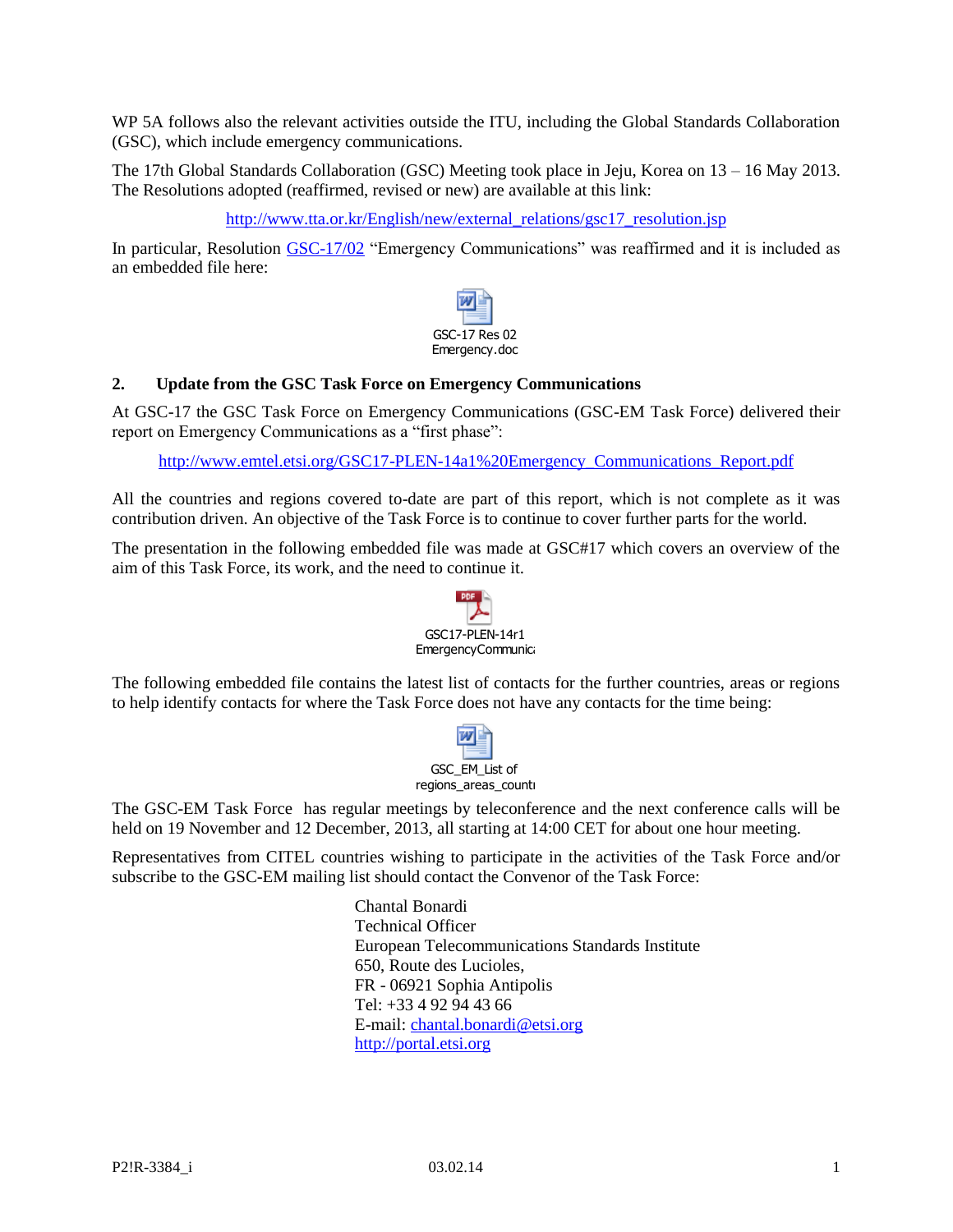WP 5A follows also the relevant activities outside the ITU, including the Global Standards Collaboration (GSC), which include emergency communications.

The 17th Global Standards Collaboration (GSC) Meeting took place in Jeju, Korea on 13 – 16 May 2013. The Resolutions adopted (reaffirmed, revised or new) are available at this link:

http://www.tta.or.kr/English/new/external_relations/gsc17_resolution.jsp

In particular, Resolution GSC-17/02 "Emergency Communications" was reaffirmed and it is included as an embedded file here:

GSC-17 Res 02 Emergency.doc

## 2. Update from the GSC Task Force on Emergency Communications

At GSC-17 the GSC Task Force on Emergency Communications (GSC-EM Task Force) delivered their report on Emergency Communications as a "first phase":

http://www.emtel.etsi.org/GSC17-PLEN-14a1%20Emergency_Communications_Report.pdf

All the countries and regions covered to-date are part of this report, which is not complete as it was contribution driven. An objective of the Task Force is to continue to cover further parts for the world.

The presentation in the following embedded file was made at GSC#17 which covers an overview of the aim of this Task Force, its work, and the need to continue it.

GSC17-PLEN-14r1 EmergencyCommunic

The following embedded file contains the latest list of contacts for the further countries, areas or regions to help identify contacts for where the Task Force does not have any contacts for the time being:

GSC_EM_List of regions_areas_counti

The GSC-EM Task Force has regular meetings by teleconference and the next conference calls will be held on 19 November and 12 December, 2013, all starting at 14:00 CET for about one hour meeting.

Representatives from CITEL countries wishing to participate in the activities of the Task Force and/or subscribe to the GSC-EM mailing list should contact the Convenor of the Task Force:

Chantal Bonardi
Technical Officer
European Telecommunications Standards Institute
650, Route des Lucioles,
FR - 06921 Sophia Antipolis
Tel: +33 4 92 94 43 66
E-mail: chantal.bonardi@etsi.org
http://portal.etsi.org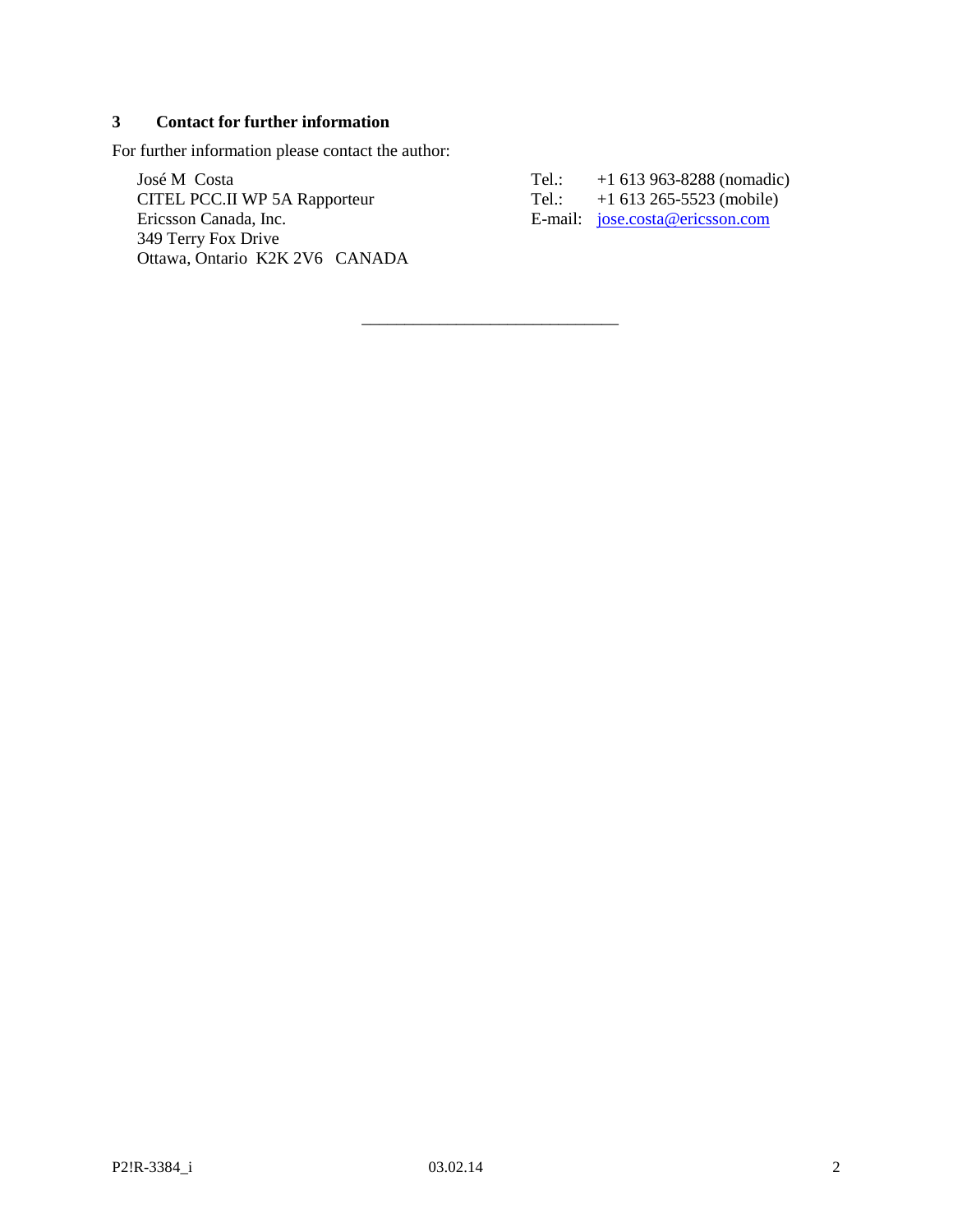## 3 Contact for further information

For further information please contact the author:

| | |
|---|---|
| José M Costa | Tel.: +1 613 963-8288 (nomadic) |
| CITEL PCC.II WP 5A Rapporteur | Tel.: +1 613 265-5523 (mobile) |
| Ericsson Canada, Inc. | E-mail: jose.costa@ericsson.com |
| 349 Terry Fox Drive | |
| Ottawa, Ontario K2K 2V6 CANADA | |

______________________________